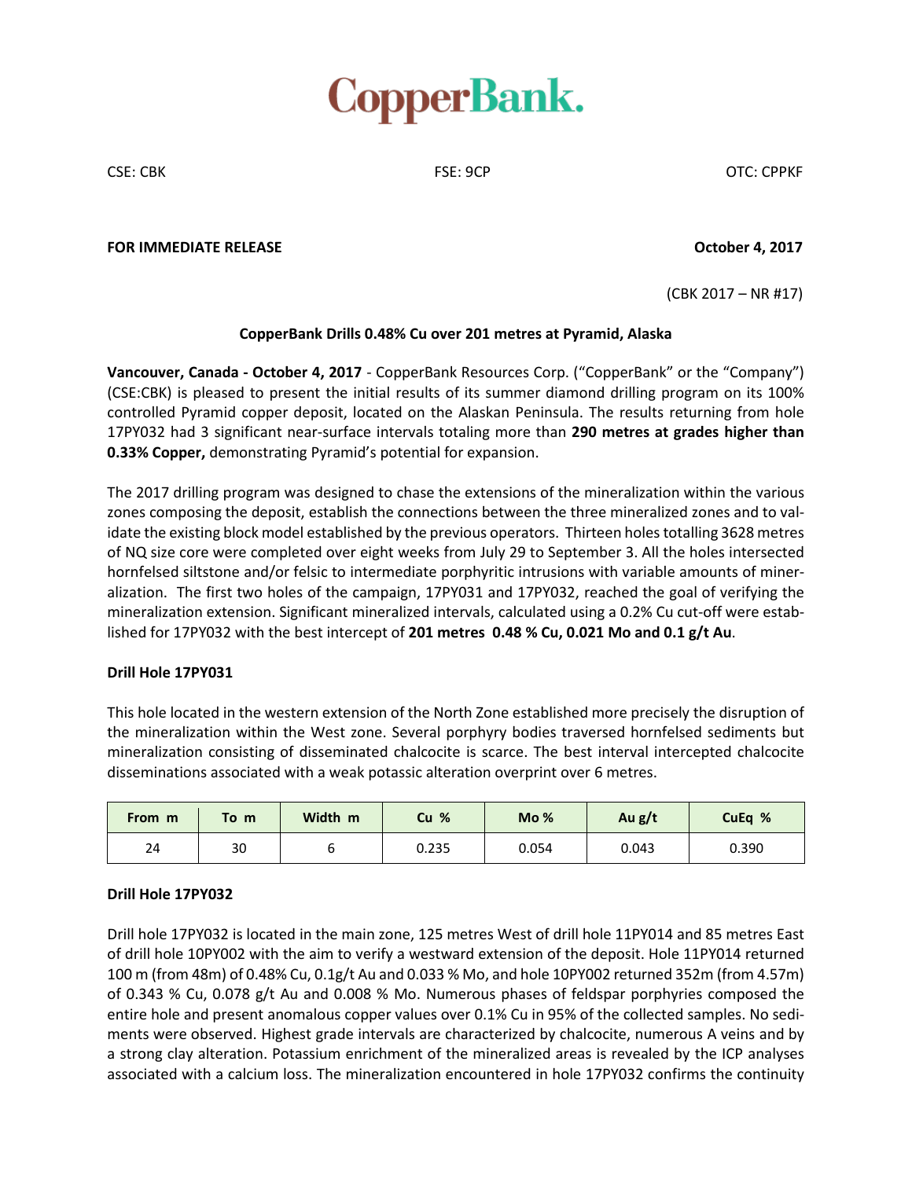# CopperBank.

CSE: CBK FSE: 9CP OTC: CPPKF

**FOR IMMEDIATE RELEASE** **October 4, 2017**

(CBK 2017 – NR #17)

**CopperBank Drills 0.48% Cu over 201 metres at Pyramid, Alaska**

**Vancouver, Canada - October 4, 2017** - CopperBank Resources Corp. ("CopperBank" or the "Company") (CSE:CBK) is pleased to present the initial results of its summer diamond drilling program on its 100% controlled Pyramid copper deposit, located on the Alaskan Peninsula. The results returning from hole 17PY032 had 3 significant near-surface intervals totaling more than **290 metres at grades higher than 0.33% Copper,** demonstrating Pyramid's potential for expansion.

The 2017 drilling program was designed to chase the extensions of the mineralization within the various zones composing the deposit, establish the connections between the three mineralized zones and to validate the existing block model established by the previous operators. Thirteen holes totalling 3628 metres of NQ size core were completed over eight weeks from July 29 to September 3. All the holes intersected hornfelsed siltstone and/or felsic to intermediate porphyritic intrusions with variable amounts of mineralization. The first two holes of the campaign, 17PY031 and 17PY032, reached the goal of verifying the mineralization extension. Significant mineralized intervals, calculated using a 0.2% Cu cut-off were established for 17PY032 with the best intercept of **201 metres 0.48 % Cu, 0.021 Mo and 0.1 g/t Au**.

**Drill Hole 17PY031**

This hole located in the western extension of the North Zone established more precisely the disruption of the mineralization within the West zone. Several porphyry bodies traversed hornfelsed sediments but mineralization consisting of disseminated chalcocite is scarce. The best interval intercepted chalcocite disseminations associated with a weak potassic alteration overprint over 6 metres.

| From m | To m | Width m | Cu % | Mo % | Au g/t | CuEq % |
|---|---|---|---|---|---|---|
| 24 | 30 | 6 | 0.235 | 0.054 | 0.043 | 0.390 |

**Drill Hole 17PY032**

Drill hole 17PY032 is located in the main zone, 125 metres West of drill hole 11PY014 and 85 metres East of drill hole 10PY002 with the aim to verify a westward extension of the deposit. Hole 11PY014 returned 100 m (from 48m) of 0.48% Cu, 0.1g/t Au and 0.033 % Mo, and hole 10PY002 returned 352m (from 4.57m) of 0.343 % Cu, 0.078 g/t Au and 0.008 % Mo. Numerous phases of feldspar porphyries composed the entire hole and present anomalous copper values over 0.1% Cu in 95% of the collected samples. No sediments were observed. Highest grade intervals are characterized by chalcocite, numerous A veins and by a strong clay alteration. Potassium enrichment of the mineralized areas is revealed by the ICP analyses associated with a calcium loss. The mineralization encountered in hole 17PY032 confirms the continuity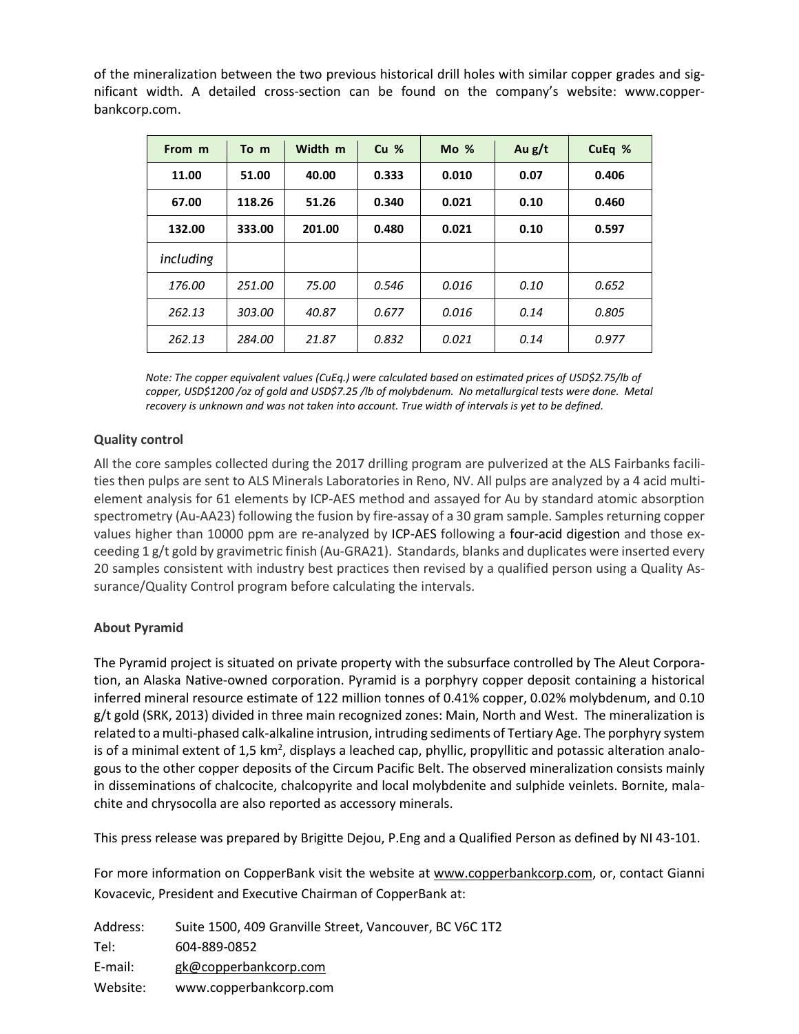of the mineralization between the two previous historical drill holes with similar copper grades and significant width. A detailed cross-section can be found on the company's website: www.copperbankcorp.com.

| From m | To m | Width m | Cu % | Mo % | Au g/t | CuEq % |
|---|---|---|---|---|---|---|
| **11.00** | **51.00** | **40.00** | **0.333** | **0.010** | **0.07** | **0.406** |
| **67.00** | **118.26** | **51.26** | **0.340** | **0.021** | **0.10** | **0.460** |
| **132.00** | **333.00** | **201.00** | **0.480** | **0.021** | **0.10** | **0.597** |
| *including* | | | | | | |
| *176.00* | *251.00* | *75.00* | *0.546* | *0.016* | *0.10* | *0.652* |
| *262.13* | *303.00* | *40.87* | *0.677* | *0.016* | *0.14* | *0.805* |
| *262.13* | *284.00* | *21.87* | *0.832* | *0.021* | *0.14* | *0.977* |

*Note: The copper equivalent values (CuEq.) were calculated based on estimated prices of USD$2.75/lb of copper, USD$1200 /oz of gold and USD$7.25 /lb of molybdenum. No metallurgical tests were done. Metal recovery is unknown and was not taken into account. True width of intervals is yet to be defined.*

**Quality control**

All the core samples collected during the 2017 drilling program are pulverized at the ALS Fairbanks facilities then pulps are sent to ALS Minerals Laboratories in Reno, NV. All pulps are analyzed by a 4 acid multi-element analysis for 61 elements by ICP-AES method and assayed for Au by standard atomic absorption spectrometry (Au-AA23) following the fusion by fire-assay of a 30 gram sample. Samples returning copper values higher than 10000 ppm are re-analyzed by ICP-AES following a four-acid digestion and those exceeding 1 g/t gold by gravimetric finish (Au-GRA21). Standards, blanks and duplicates were inserted every 20 samples consistent with industry best practices then revised by a qualified person using a Quality Assurance/Quality Control program before calculating the intervals.

**About Pyramid**

The Pyramid project is situated on private property with the subsurface controlled by The Aleut Corporation, an Alaska Native-owned corporation. Pyramid is a porphyry copper deposit containing a historical inferred mineral resource estimate of 122 million tonnes of 0.41% copper, 0.02% molybdenum, and 0.10 g/t gold (SRK, 2013) divided in three main recognized zones: Main, North and West. The mineralization is related to a multi-phased calk-alkaline intrusion, intruding sediments of Tertiary Age. The porphyry system is of a minimal extent of 1,5 km$^2$, displays a leached cap, phyllic, propyllitic and potassic alteration analogous to the other copper deposits of the Circum Pacific Belt. The observed mineralization consists mainly in disseminations of chalcocite, chalcopyrite and local molybdenite and sulphide veinlets. Bornite, malachite and chrysocolla are also reported as accessory minerals.

This press release was prepared by Brigitte Dejou, P.Eng and a Qualified Person as defined by NI 43-101.

For more information on CopperBank visit the website at www.copperbankcorp.com, or, contact Gianni Kovacevic, President and Executive Chairman of CopperBank at:

Address: Suite 1500, 409 Granville Street, Vancouver, BC V6C 1T2
Tel: 604-889-0852
E-mail: gk@copperbankcorp.com
Website: www.copperbankcorp.com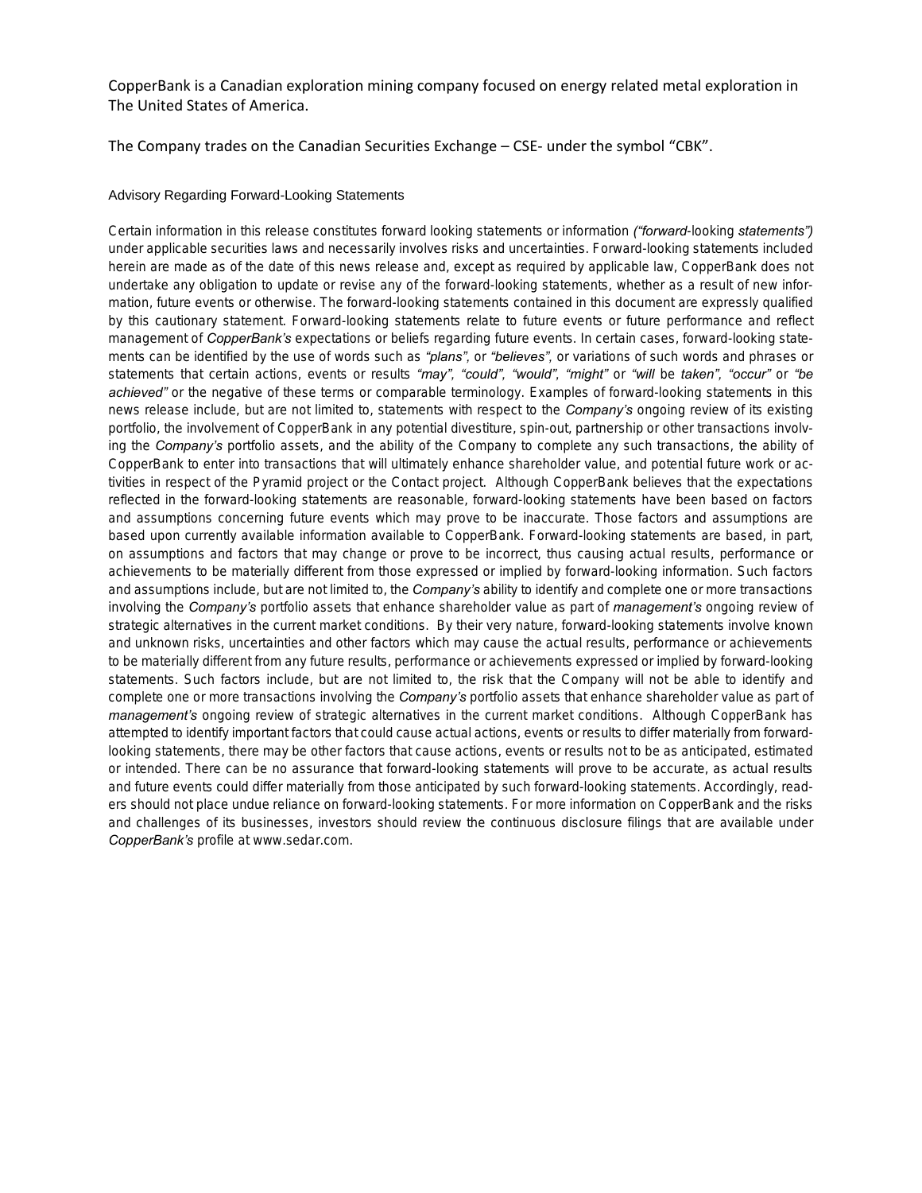CopperBank is a Canadian exploration mining company focused on energy related metal exploration in The United States of America.

The Company trades on the Canadian Securities Exchange – CSE- under the symbol "CBK".

Advisory Regarding Forward-Looking Statements

Certain information in this release constitutes forward looking statements or information *("forward-looking statements")* under applicable securities laws and necessarily involves risks and uncertainties. Forward-looking statements included herein are made as of the date of this news release and, except as required by applicable law, CopperBank does not undertake any obligation to update or revise any of the forward-looking statements, whether as a result of new information, future events or otherwise. The forward-looking statements contained in this document are expressly qualified by this cautionary statement. Forward-looking statements relate to future events or future performance and reflect management of *CopperBank's* expectations or beliefs regarding future events. In certain cases, forward-looking statements can be identified by the use of words such as *"plans"*, or *"believes"*, or variations of such words and phrases or statements that certain actions, events or results *"may"*, *"could"*, *"would"*, *"might"* or *"will* be *taken"*, *"occur"* or *"be achieved"* or the negative of these terms or comparable terminology. Examples of forward-looking statements in this news release include, but are not limited to, statements with respect to the *Company's* ongoing review of its existing portfolio, the involvement of CopperBank in any potential divestiture, spin-out, partnership or other transactions involving the *Company's* portfolio assets, and the ability of the Company to complete any such transactions, the ability of CopperBank to enter into transactions that will ultimately enhance shareholder value, and potential future work or activities in respect of the Pyramid project or the Contact project. Although CopperBank believes that the expectations reflected in the forward-looking statements are reasonable, forward-looking statements have been based on factors and assumptions concerning future events which may prove to be inaccurate. Those factors and assumptions are based upon currently available information available to CopperBank. Forward-looking statements are based, in part, on assumptions and factors that may change or prove to be incorrect, thus causing actual results, performance or achievements to be materially different from those expressed or implied by forward-looking information. Such factors and assumptions include, but are not limited to, the *Company's* ability to identify and complete one or more transactions involving the *Company's* portfolio assets that enhance shareholder value as part of *management's* ongoing review of strategic alternatives in the current market conditions. By their very nature, forward-looking statements involve known and unknown risks, uncertainties and other factors which may cause the actual results, performance or achievements to be materially different from any future results, performance or achievements expressed or implied by forward-looking statements. Such factors include, but are not limited to, the risk that the Company will not be able to identify and complete one or more transactions involving the *Company's* portfolio assets that enhance shareholder value as part of *management's* ongoing review of strategic alternatives in the current market conditions. Although CopperBank has attempted to identify important factors that could cause actual actions, events or results to differ materially from forward-looking statements, there may be other factors that cause actions, events or results not to be as anticipated, estimated or intended. There can be no assurance that forward-looking statements will prove to be accurate, as actual results and future events could differ materially from those anticipated by such forward-looking statements. Accordingly, readers should not place undue reliance on forward-looking statements. For more information on CopperBank and the risks and challenges of its businesses, investors should review the continuous disclosure filings that are available under *CopperBank's* profile at www.sedar.com.